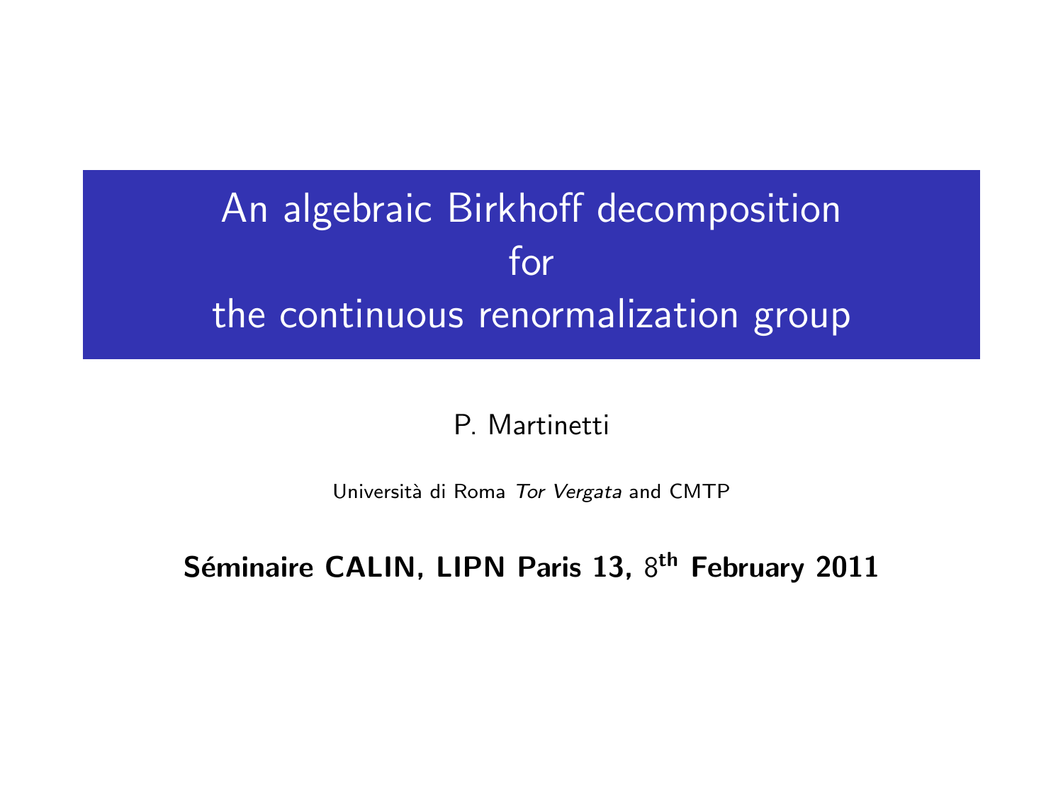# An algebraic Birkhoff decomposition for the continuous renormalization group

P. Martinetti

Università di Roma *Tor Vergata* and CMTP

**Séminaire CALIN, LIPN Paris 13, $8^{\text{th}}$ February 2011**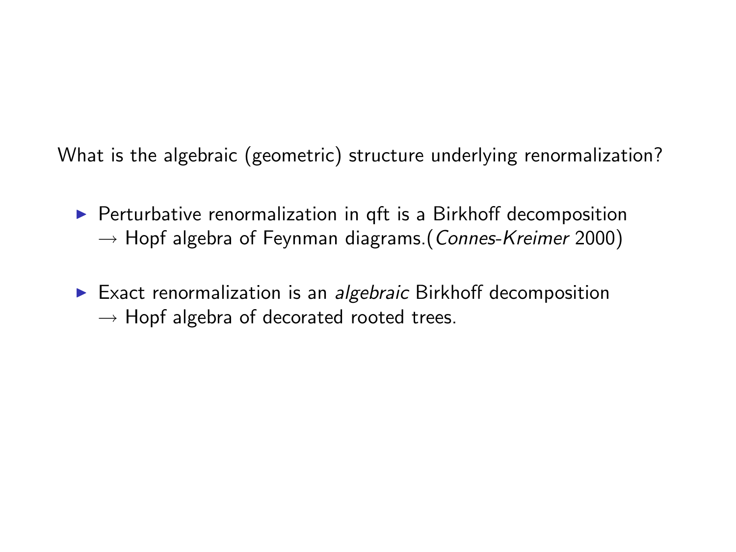What is the algebraic (geometric) structure underlying renormalization?

- Perturbative renormalization in qft is a Birkhoff decomposition
  $\rightarrow$ Hopf algebra of Feynman diagrams.(*Connes-Kreimer* 2000)

- Exact renormalization is an *algebraic* Birkhoff decomposition
  $\rightarrow$ Hopf algebra of decorated rooted trees.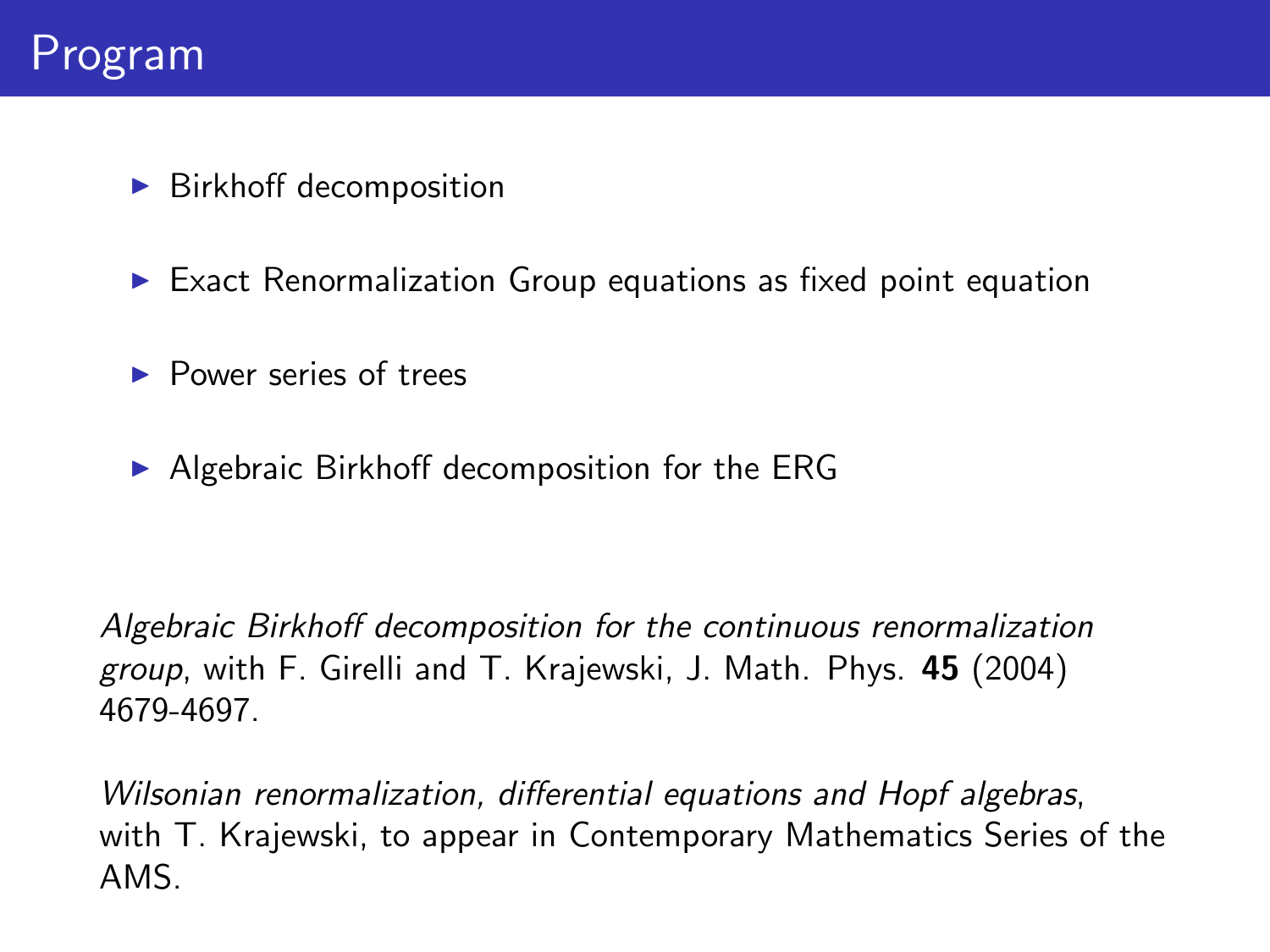# Program

- Birkhoff decomposition
- Exact Renormalization Group equations as fixed point equation
- Power series of trees
- Algebraic Birkhoff decomposition for the ERG

*Algebraic Birkhoff decomposition for the continuous renormalization group*, with F. Girelli and T. Krajewski, J. Math. Phys. **45** (2004) 4679-4697.

*Wilsonian renormalization, differential equations and Hopf algebras*, with T. Krajewski, to appear in Contemporary Mathematics Series of the AMS.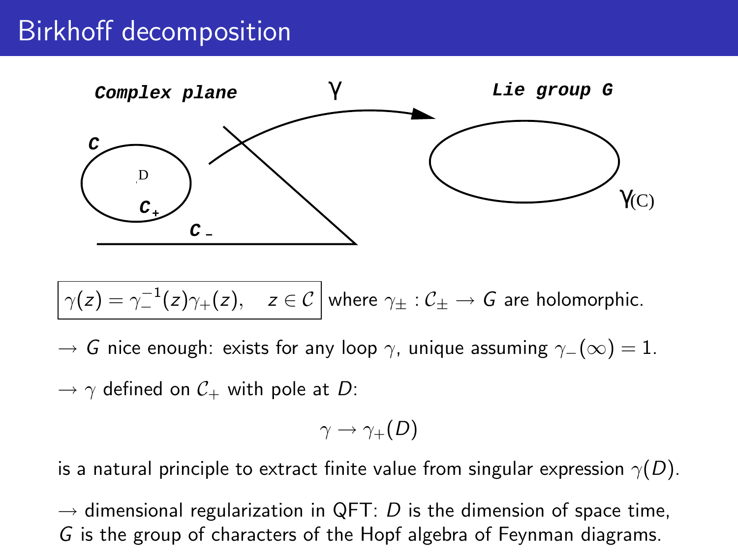# Birkhoff decomposition

$$\boxed{\gamma(z) = \gamma_-^{-1}(z)\gamma_+(z), \quad z \in \mathcal{C}}$$ where $\gamma_\pm : \mathcal{C}_\pm \to G$ are holomorphic.

$\to$ $G$ nice enough: exists for any loop $\gamma$, unique assuming $\gamma_-(\infty) = 1$.

$\to$ $\gamma$ defined on $\mathcal{C}_+$ with pole at $D$:

$$\gamma \to \gamma_+(D)$$

is a natural principle to extract finite value from singular expression $\gamma(D)$.

$\to$ dimensional regularization in QFT: $D$ is the dimension of space time, $G$ is the group of characters of the Hopf algebra of Feynman diagrams.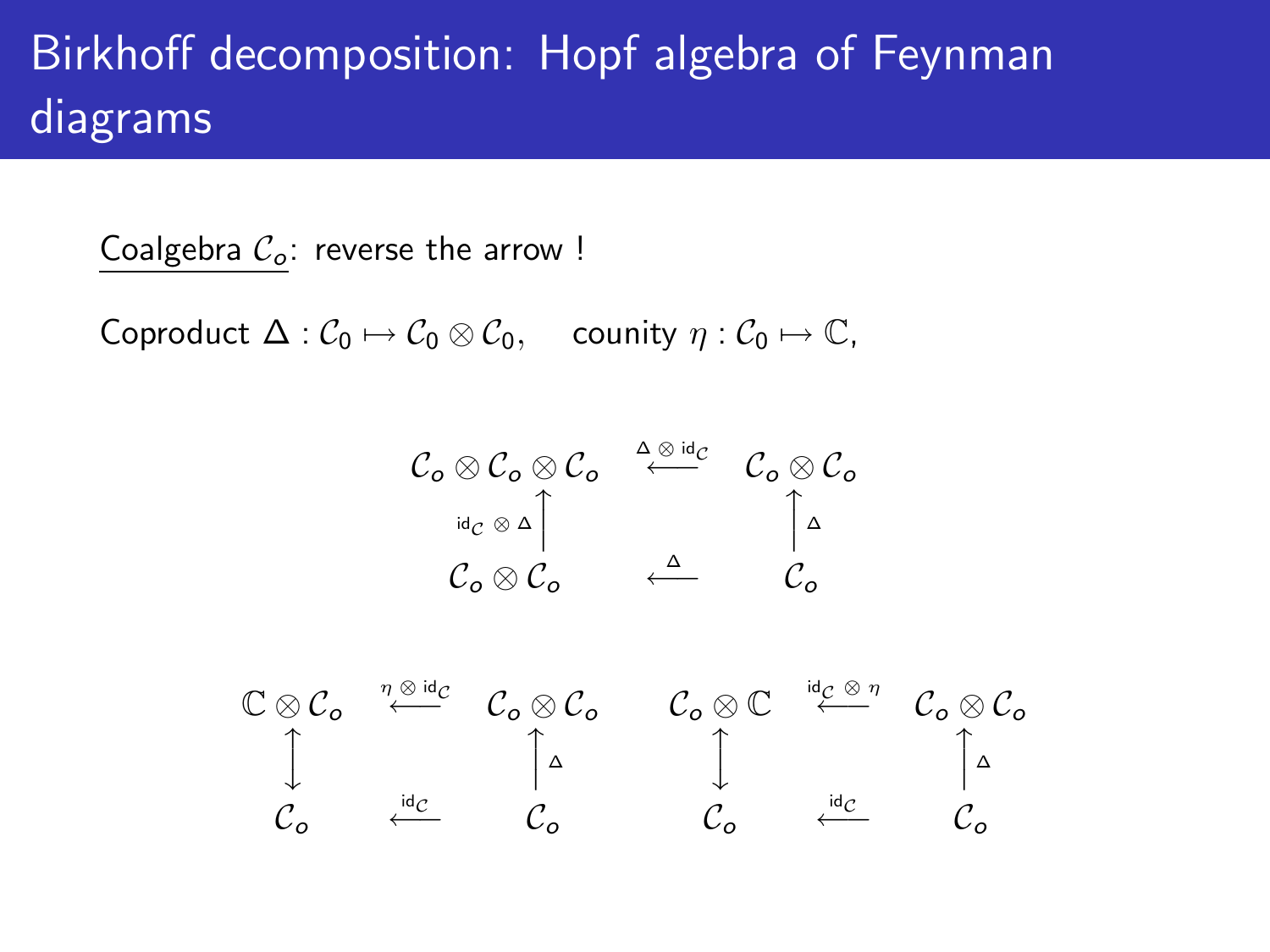# Birkhoff decomposition: Hopf algebra of Feynman diagrams

Coalgebra $\mathcal{C}_o$: reverse the arrow !

Coproduct $\Delta : \mathcal{C}_0 \mapsto \mathcal{C}_0 \otimes \mathcal{C}_0$, counity $\eta : \mathcal{C}_0 \mapsto \mathbb{C}$,

$$
\begin{array}{ccc}
\mathcal{C}_o \otimes \mathcal{C}_o \otimes \mathcal{C}_o & \xleftarrow{\Delta \otimes \mathrm{id}_{\mathcal{C}}} & \mathcal{C}_o \otimes \mathcal{C}_o \\
\Big\uparrow{\scriptstyle \mathrm{id}_{\mathcal{C}} \otimes \Delta} & & \Big\uparrow{\scriptstyle \Delta} \\
\mathcal{C}_o \otimes \mathcal{C}_o & \xleftarrow{\Delta} & \mathcal{C}_o
\end{array}
$$

$$
\begin{array}{ccc}
\mathbb{C} \otimes \mathcal{C}_o & \xleftarrow{\eta \otimes \mathrm{id}_{\mathcal{C}}} & \mathcal{C}_o \otimes \mathcal{C}_o \\
\Big\updownarrow & & \Big\uparrow{\scriptstyle \Delta} \\
\mathcal{C}_o & \xleftarrow{\mathrm{id}_{\mathcal{C}}} & \mathcal{C}_o
\end{array}
\qquad
\begin{array}{ccc}
\mathcal{C}_o \otimes \mathbb{C} & \xleftarrow{\mathrm{id}_{\mathcal{C}} \otimes \eta} & \mathcal{C}_o \otimes \mathcal{C}_o \\
\Big\updownarrow & & \Big\uparrow{\scriptstyle \Delta} \\
\mathcal{C}_o & \xleftarrow{\mathrm{id}_{\mathcal{C}}} & \mathcal{C}_o
\end{array}
$$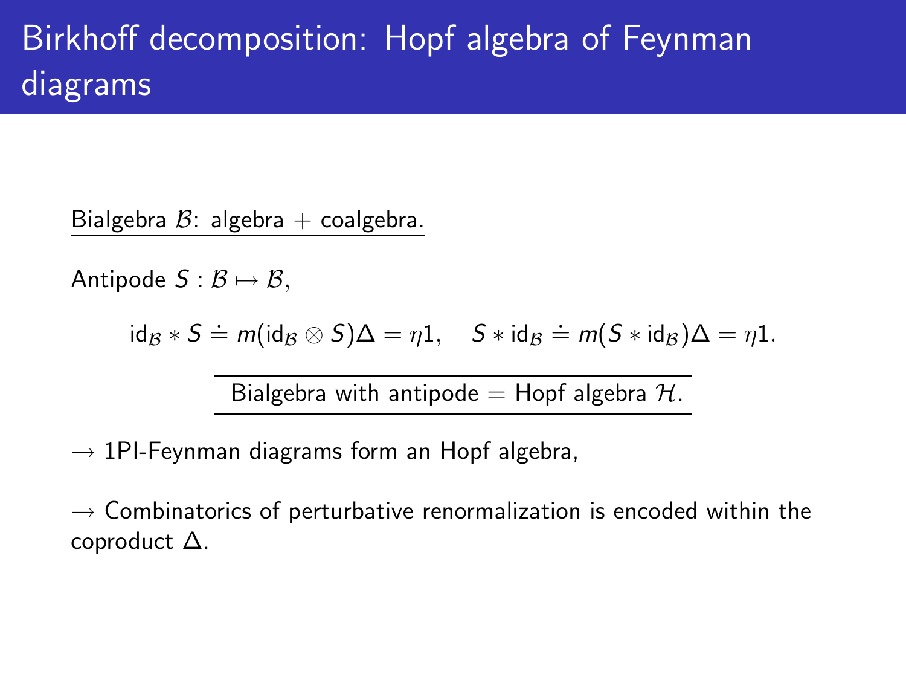# Birkhoff decomposition: Hopf algebra of Feynman diagrams

Bialgebra $\mathcal{B}$: algebra + coalgebra.

Antipode $S : \mathcal{B} \mapsto \mathcal{B}$,

$$\mathrm{id}_{\mathcal{B}} * S \doteq m(\mathrm{id}_{\mathcal{B}} \otimes S)\Delta = \eta 1, \quad S * \mathrm{id}_{\mathcal{B}} \doteq m(S * \mathrm{id}_{\mathcal{B}})\Delta = \eta 1.$$

**Bialgebra with antipode = Hopf algebra $\mathcal{H}$.**

$\rightarrow$ 1PI-Feynman diagrams form an Hopf algebra,

$\rightarrow$ Combinatorics of perturbative renormalization is encoded within the coproduct $\Delta$.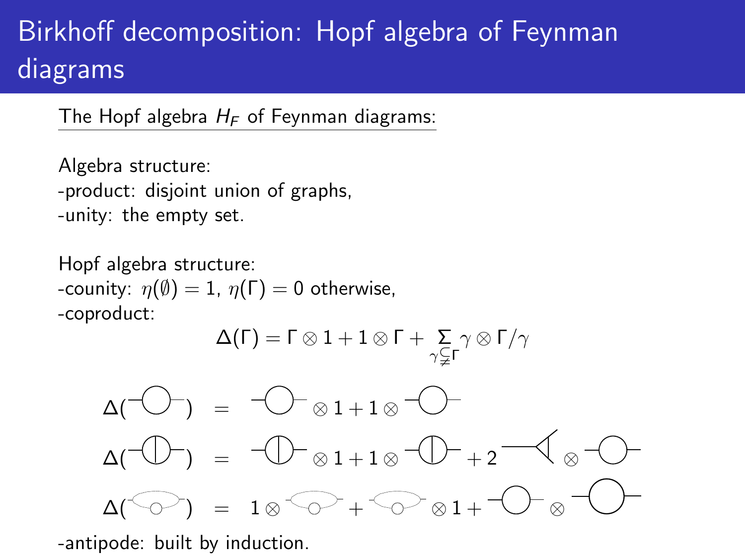# Birkhoff decomposition: Hopf algebra of Feynman diagrams

The Hopf algebra $H_F$ of Feynman diagrams:

Algebra structure:
-product: disjoint union of graphs,
-unity: the empty set.

Hopf algebra structure:
-counity: $\eta(\emptyset) = 1$, $\eta(\Gamma) = 0$ otherwise,
-coproduct:

$$\Delta(\Gamma) = \Gamma \otimes 1 + 1 \otimes \Gamma + \sum_{\gamma \subsetneq \Gamma} \gamma \otimes \Gamma/\gamma$$

-antipode: built by induction.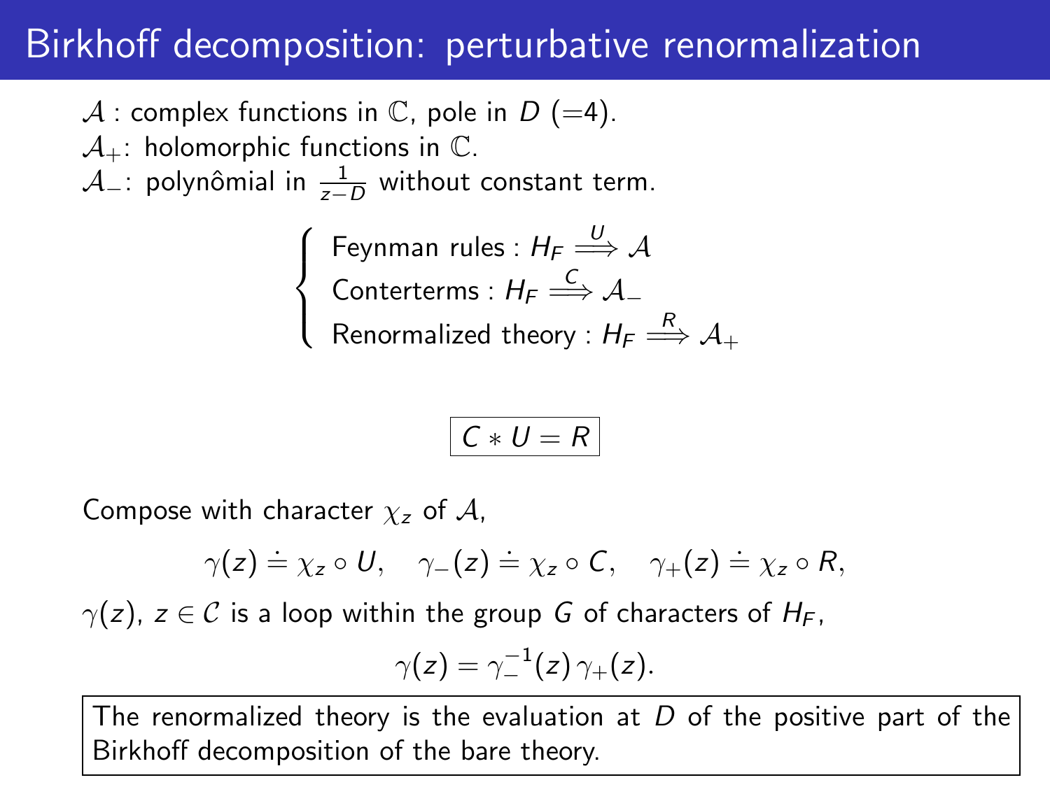# Birkhoff decomposition: perturbative renormalization

$\mathcal{A}$ : complex functions in $\mathbb{C}$, pole in $D$ (=4).
$\mathcal{A}_+$: holomorphic functions in $\mathbb{C}$.
$\mathcal{A}_-$: polynômial in $\frac{1}{z-D}$ without constant term.

$$\begin{cases} \text{Feynman rules : } H_F \overset{U}{\Longrightarrow} \mathcal{A} \\ \text{Conterterms : } H_F \overset{C}{\Longrightarrow} \mathcal{A}_- \\ \text{Renormalized theory : } H_F \overset{R}{\Longrightarrow} \mathcal{A}_+ \end{cases}$$

$$\boxed{C * U = R}$$

Compose with character $\chi_z$ of $\mathcal{A}$,

$$\gamma(z) \doteq \chi_z \circ U, \quad \gamma_-(z) \doteq \chi_z \circ C, \quad \gamma_+(z) \doteq \chi_z \circ R,$$

$\gamma(z)$, $z \in \mathcal{C}$ is a loop within the group $G$ of characters of $H_F$,

$$\gamma(z) = \gamma_-^{-1}(z)\, \gamma_+(z).$$

The renormalized theory is the evaluation at $D$ of the positive part of the Birkhoff decomposition of the bare theory.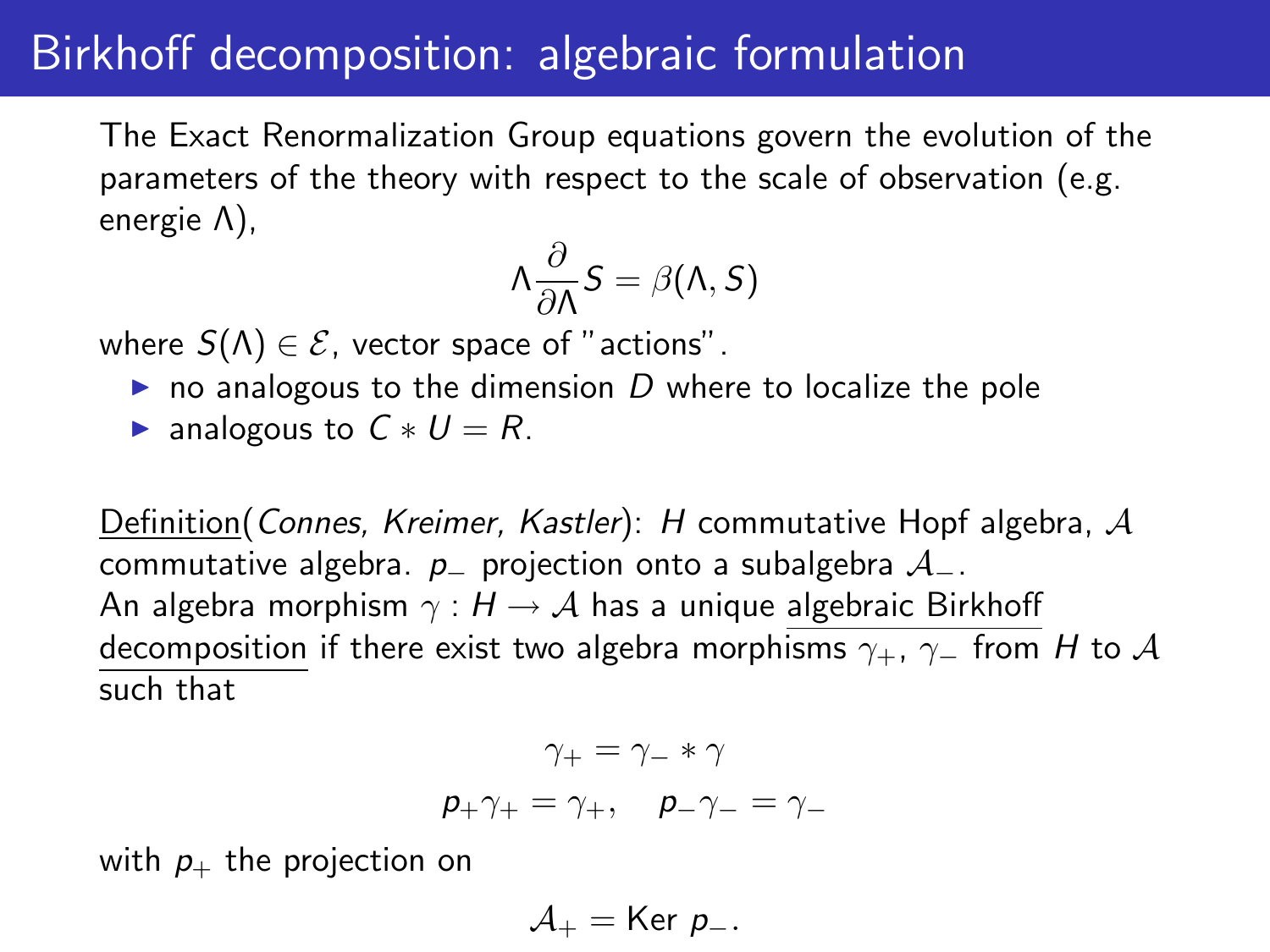# Birkhoff decomposition: algebraic formulation

The Exact Renormalization Group equations govern the evolution of the parameters of the theory with respect to the scale of observation (e.g. energie $\Lambda$),

$$\Lambda \frac{\partial}{\partial \Lambda} S = \beta(\Lambda, S)$$

where $S(\Lambda) \in \mathcal{E}$, vector space of "actions".

- no analogous to the dimension $D$ where to localize the pole
- analogous to $C * U = R$.

Definition(*Connes, Kreimer, Kastler*): $H$ commutative Hopf algebra, $\mathcal{A}$ commutative algebra. $p_-$ projection onto a subalgebra $\mathcal{A}_-$.
An algebra morphism $\gamma : H \to \mathcal{A}$ has a unique algebraic Birkhoff decomposition if there exist two algebra morphisms $\gamma_+$, $\gamma_-$ from $H$ to $\mathcal{A}$ such that

$$\gamma_+ = \gamma_- * \gamma$$

$$p_+ \gamma_+ = \gamma_+, \quad p_- \gamma_- = \gamma_-$$

with $p_+$ the projection on

$$\mathcal{A}_+ = \text{Ker } p_-.$$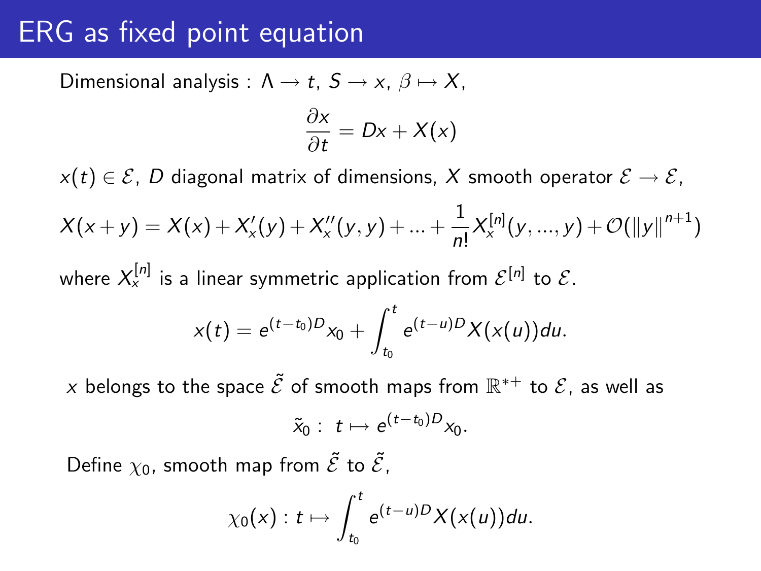# ERG as fixed point equation

Dimensional analysis : $\Lambda \to t$, $S \to x$, $\beta \mapsto X$,

$$\frac{\partial x}{\partial t} = Dx + X(x)$$

$x(t) \in \mathcal{E}$, $D$ diagonal matrix of dimensions, $X$ smooth operator $\mathcal{E} \to \mathcal{E}$,

$$X(x+y) = X(x) + X'_x(y) + X''_x(y,y) + ... + \frac{1}{n!} X^{[n]}_x(y,...,y) + \mathcal{O}(\|y\|^{n+1})$$

where $X^{[n]}_x$ is a linear symmetric application from $\mathcal{E}^{[n]}$ to $\mathcal{E}$.

$$x(t) = e^{(t-t_0)D} x_0 + \int_{t_0}^{t} e^{(t-u)D} X(x(u)) du.$$

$x$ belongs to the space $\tilde{\mathcal{E}}$ of smooth maps from $\mathbb{R}^{*+}$ to $\mathcal{E}$, as well as

$$\tilde{x}_0 : \ t \mapsto e^{(t-t_0)D} x_0.$$

Define $\chi_0$, smooth map from $\tilde{\mathcal{E}}$ to $\tilde{\mathcal{E}}$,

$$\chi_0(x) : t \mapsto \int_{t_0}^{t} e^{(t-u)D} X(x(u)) du.$$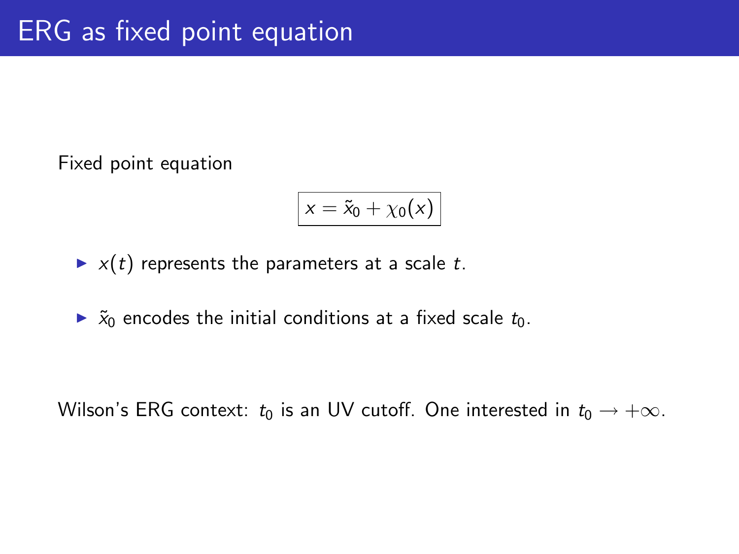# ERG as fixed point equation

Fixed point equation

$$\boxed{x = \tilde{x}_0 + \chi_0(x)}$$

- $x(t)$ represents the parameters at a scale $t$.
- $\tilde{x}_0$ encodes the initial conditions at a fixed scale $t_0$.

Wilson's ERG context: $t_0$ is an UV cutoff. One interested in $t_0 \to +\infty$.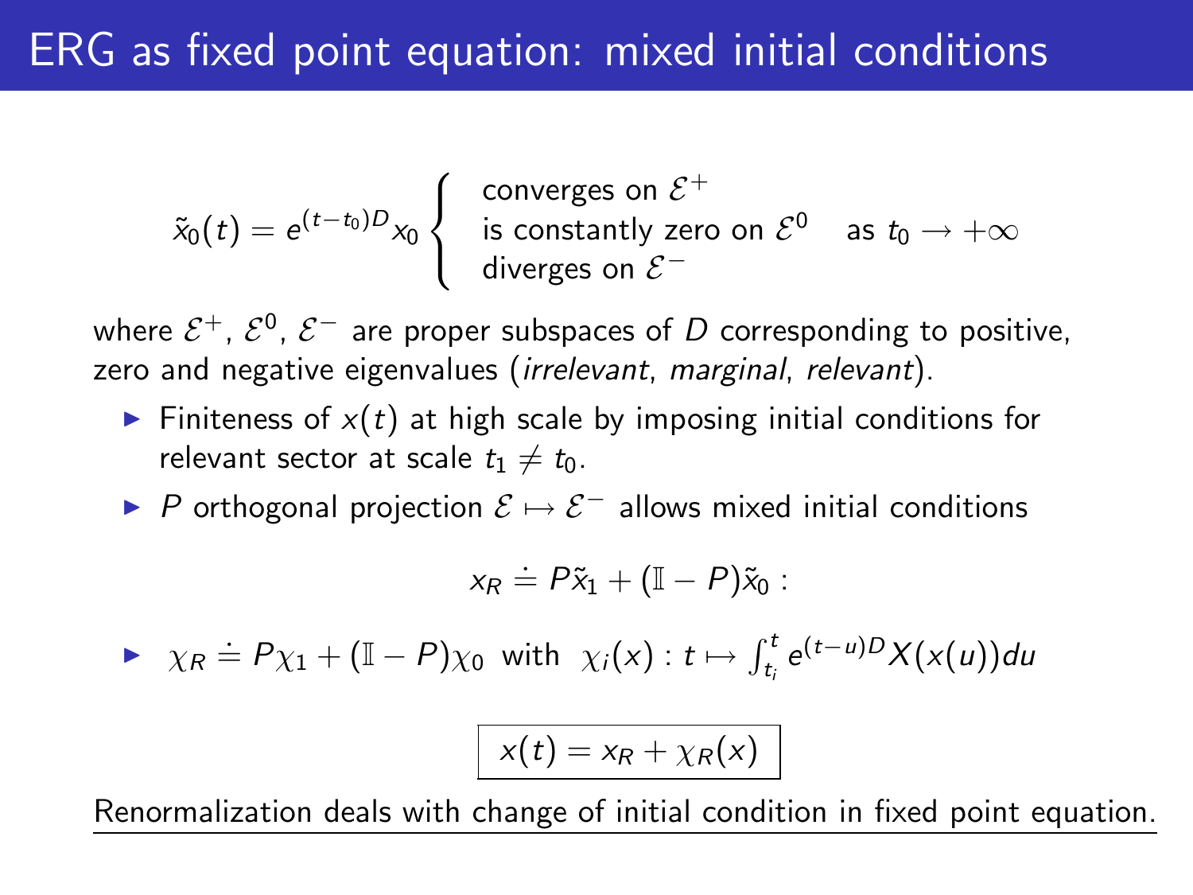# ERG as fixed point equation: mixed initial conditions

$$\tilde{x}_0(t) = e^{(t-t_0)D} x_0 \left\{ \begin{array}{l} \text{converges on } \mathcal{E}^+ \\ \text{is constantly zero on } \mathcal{E}^0 \quad \text{as } t_0 \to +\infty \\ \text{diverges on } \mathcal{E}^- \end{array} \right.$$

where $\mathcal{E}^+$, $\mathcal{E}^0$, $\mathcal{E}^-$ are proper subspaces of $D$ corresponding to positive, zero and negative eigenvalues (*irrelevant*, *marginal*, *relevant*).

- Finiteness of $x(t)$ at high scale by imposing initial conditions for relevant sector at scale $t_1 \neq t_0$.
- $P$ orthogonal projection $\mathcal{E} \mapsto \mathcal{E}^-$ allows mixed initial conditions

$$x_R \doteq P\tilde{x}_1 + (\mathbb{I} - P)\tilde{x}_0 :$$

- $\chi_R \doteq P\chi_1 + (\mathbb{I} - P)\chi_0$ with $\chi_i(x) : t \mapsto \int_{t_i}^{t} e^{(t-u)D} X(x(u)) du$

$$\boxed{x(t) = x_R + \chi_R(x)}$$

Renormalization deals with change of initial condition in fixed point equation.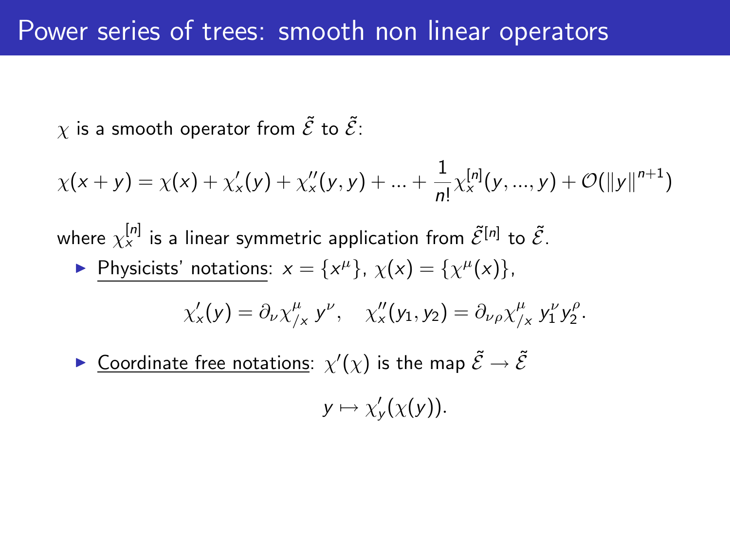# Power series of trees: smooth non linear operators

$\chi$ is a smooth operator from $\tilde{\mathcal{E}}$ to $\tilde{\mathcal{E}}$:

$$\chi(x+y) = \chi(x) + \chi'_x(y) + \chi''_x(y,y) + \ldots + \frac{1}{n!}\chi_x^{[n]}(y,\ldots,y) + \mathcal{O}(\|y\|^{n+1})$$

where $\chi_x^{[n]}$ is a linear symmetric application from $\tilde{\mathcal{E}}^{[n]}$ to $\tilde{\mathcal{E}}$.

- Physicists' notations: $x = \{x^\mu\}$, $\chi(x) = \{\chi^\mu(x)\}$,

$$\chi'_x(y) = \partial_\nu \chi^\mu_{/x}\, y^\nu, \quad \chi''_x(y_1,y_2) = \partial_{\nu\rho}\chi^\mu_{/x}\, y_1^\nu y_2^\rho.$$

- Coordinate free notations: $\chi'(\chi)$ is the map $\tilde{\mathcal{E}} \to \tilde{\mathcal{E}}$

$$y \mapsto \chi'_y(\chi(y)).$$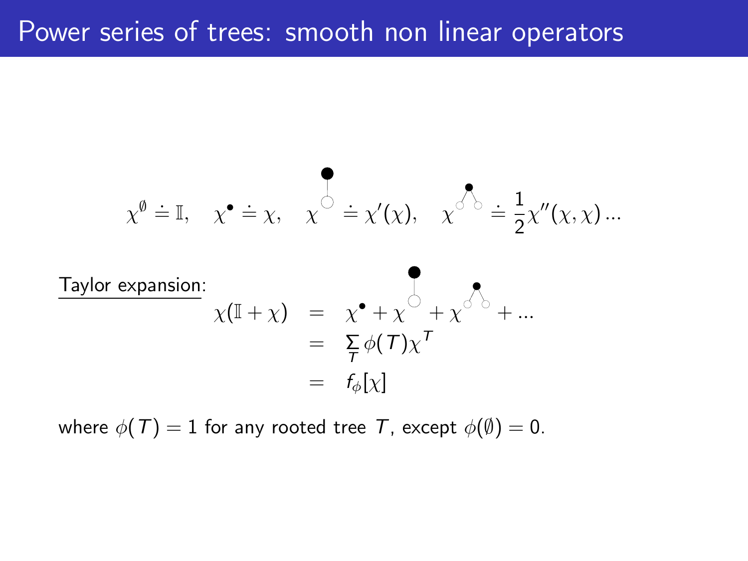# Power series of trees: smooth non linear operators

$$\chi^{\emptyset} \doteq \mathbb{I}, \quad \chi^{\bullet} \doteq \chi, \quad \chi^{\text{(tree: root with one child)}} \doteq \chi'(\chi), \quad \chi^{\text{(tree: root with two children)}} \doteq \frac{1}{2}\chi''(\chi,\chi)\ldots$$

<u>Taylor expansion</u>:

$$\begin{aligned}
\chi(\mathbb{I}+\chi) &= \chi^{\bullet} + \chi^{\text{(tree: root with one child)}} + \chi^{\text{(tree: root with two children)}} + \ldots \\
&= \sum_T \phi(T)\chi^T \\
&= f_\phi[\chi]
\end{aligned}$$

where $\phi(T) = 1$ for any rooted tree $T$, except $\phi(\emptyset) = 0$.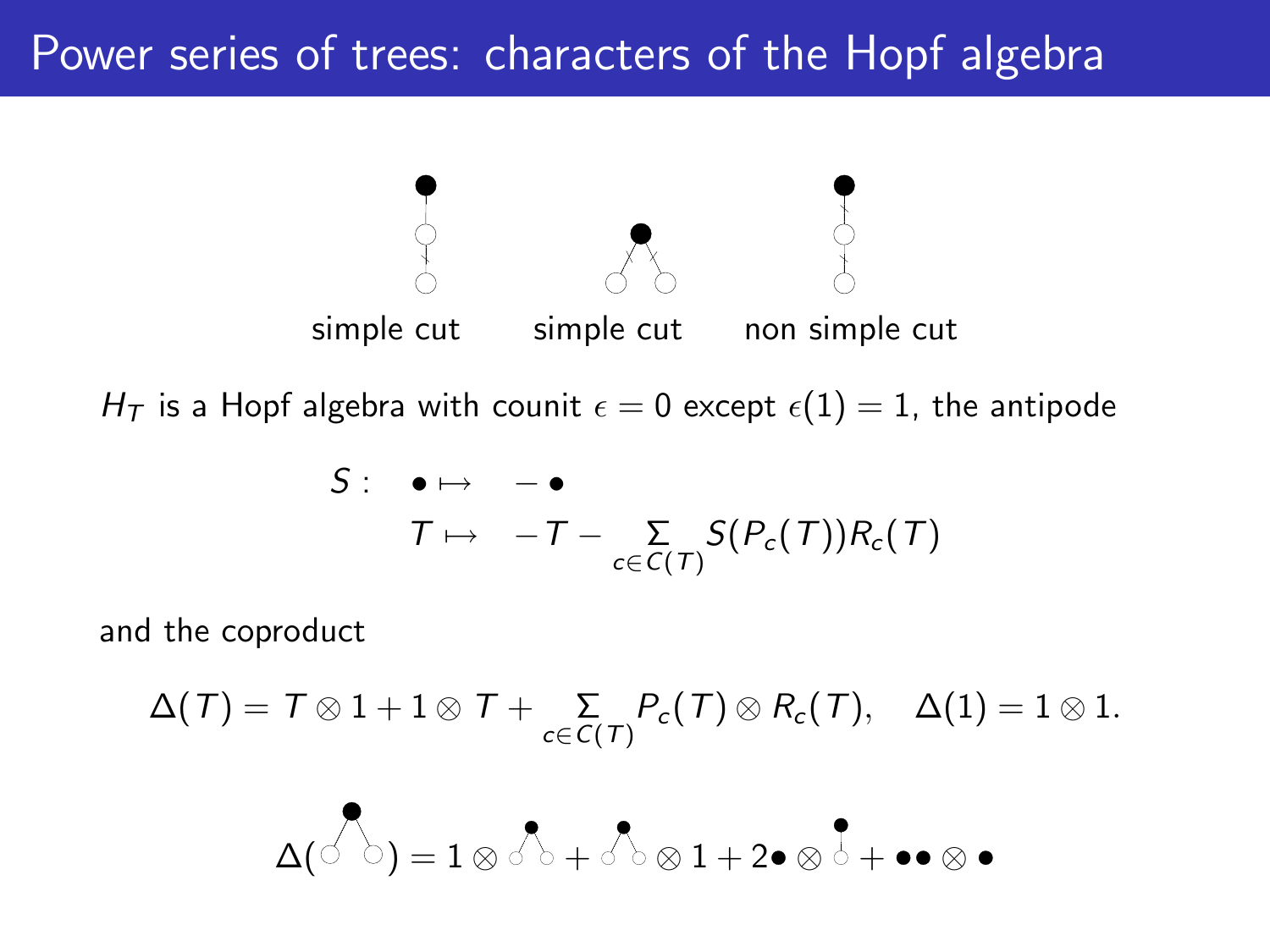# Power series of trees: characters of the Hopf algebra

simple cut  simple cut  non simple cut

$H_T$ is a Hopf algebra with counit $\epsilon = 0$ except $\epsilon(1) = 1$, the antipode

$$
\begin{aligned}
S: \quad \bullet &\mapsto \quad -\bullet \\
T &\mapsto \quad -T - \sum_{c \in C(T)} S(P_c(T)) R_c(T)
\end{aligned}
$$

and the coproduct

$$
\Delta(T) = T \otimes 1 + 1 \otimes T + \sum_{c \in C(T)} P_c(T) \otimes R_c(T), \quad \Delta(1) = 1 \otimes 1.
$$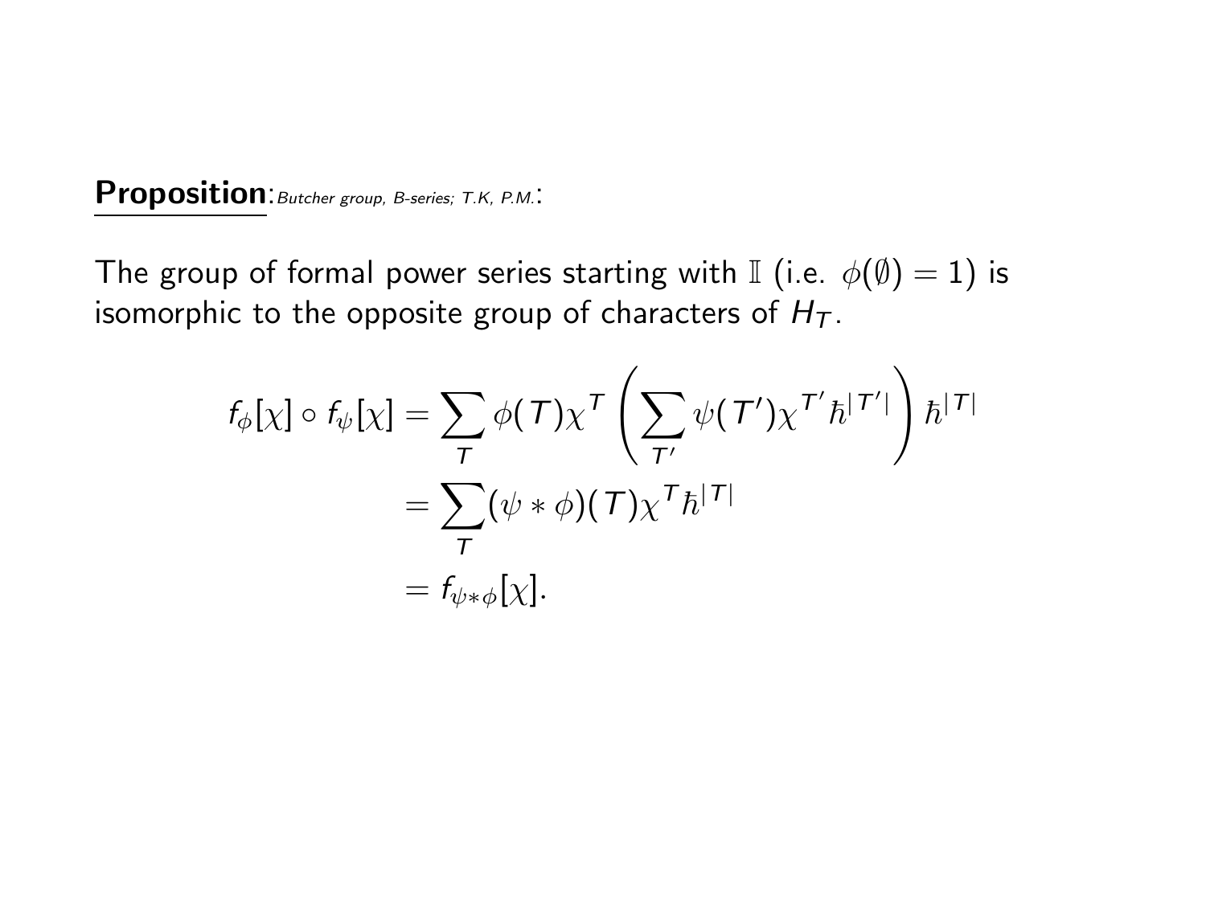**Proposition**: *Butcher group, B-series; T.K, P.M.*:

The group of formal power series starting with $\mathbb{I}$ (i.e. $\phi(\emptyset) = 1$) is isomorphic to the opposite group of characters of $H_T$.

$$
\begin{aligned}
f_\phi[\chi] \circ f_\psi[\chi] &= \sum_T \phi(T) \chi^T \left( \sum_{T'} \psi(T') \chi^{T'} \hbar^{|T'|} \right) \hbar^{|T|} \\
&= \sum_T (\psi * \phi)(T) \chi^T \hbar^{|T|} \\
&= f_{\psi * \phi}[\chi].
\end{aligned}
$$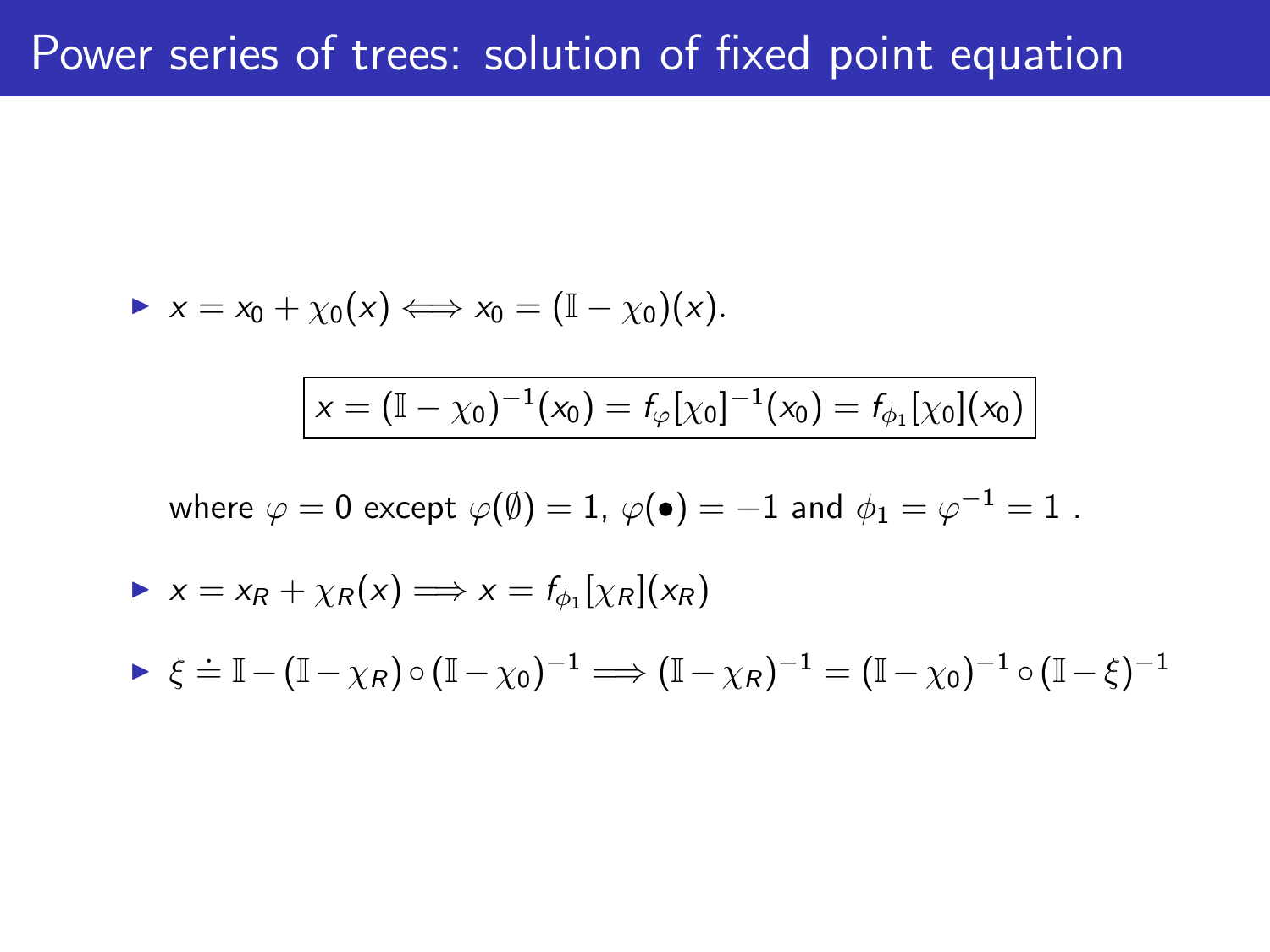# Power series of trees: solution of fixed point equation

- $x = x_0 + \chi_0(x) \Longleftrightarrow x_0 = (\mathbb{I} - \chi_0)(x)$.

$$\boxed{x = (\mathbb{I} - \chi_0)^{-1}(x_0) = f_\varphi[\chi_0]^{-1}(x_0) = f_{\phi_1}[\chi_0](x_0)}$$

where $\varphi = 0$ except $\varphi(\emptyset) = 1$, $\varphi(\bullet) = -1$ and $\phi_1 = \varphi^{-1} = 1$ .

- $x = x_R + \chi_R(x) \Longrightarrow x = f_{\phi_1}[\chi_R](x_R)$
- $\xi \doteq \mathbb{I} - (\mathbb{I} - \chi_R) \circ (\mathbb{I} - \chi_0)^{-1} \Longrightarrow (\mathbb{I} - \chi_R)^{-1} = (\mathbb{I} - \chi_0)^{-1} \circ (\mathbb{I} - \xi)^{-1}$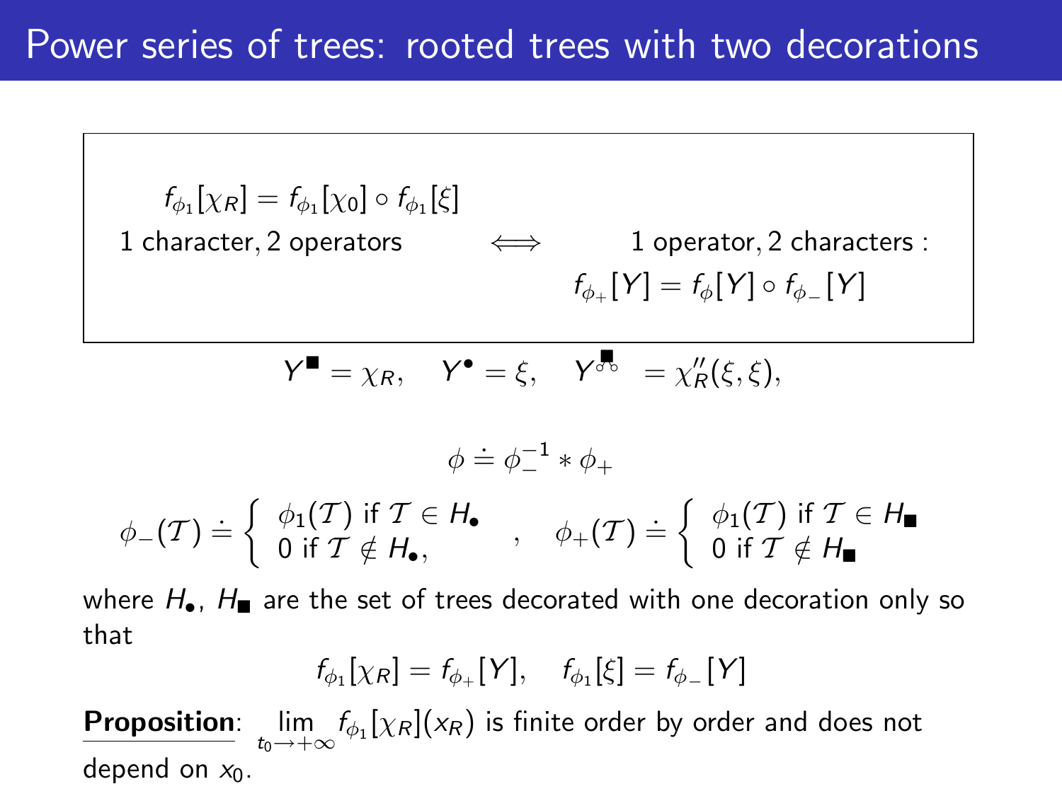# Power series of trees: rooted trees with two decorations

$$f_{\phi_1}[\chi_R] = f_{\phi_1}[\chi_0] \circ f_{\phi_1}[\xi]$$

1 character, 2 operators $\iff$ 1 operator, 2 characters :

$$f_{\phi_+}[Y] = f_{\phi}[Y] \circ f_{\phi_-}[Y]$$

$$Y^{\blacksquare} = \chi_R, \quad Y^{\bullet} = \xi, \quad Y^{\blacksquare\!\!\!\!\!\!\!\raisebox{-0.5ex}{$\circ\circ$}} = \chi_R''(\xi, \xi),$$

$$\phi \doteq \phi_-^{-1} * \phi_+$$

$$\phi_-(\mathcal{T}) \doteq \begin{cases} \phi_1(\mathcal{T}) \text{ if } \mathcal{T} \in H_\bullet \\ 0 \text{ if } \mathcal{T} \notin H_\bullet, \end{cases} \quad , \quad \phi_+(\mathcal{T}) \doteq \begin{cases} \phi_1(\mathcal{T}) \text{ if } \mathcal{T} \in H_\blacksquare \\ 0 \text{ if } \mathcal{T} \notin H_\blacksquare \end{cases}$$

where $H_\bullet$, $H_\blacksquare$ are the set of trees decorated with one decoration only so that

$$f_{\phi_1}[\chi_R] = f_{\phi_+}[Y], \quad f_{\phi_1}[\xi] = f_{\phi_-}[Y]$$

**Proposition**: $\lim_{t_0 \to +\infty} f_{\phi_1}[\chi_R](x_R)$ is finite order by order and does not depend on $x_0$.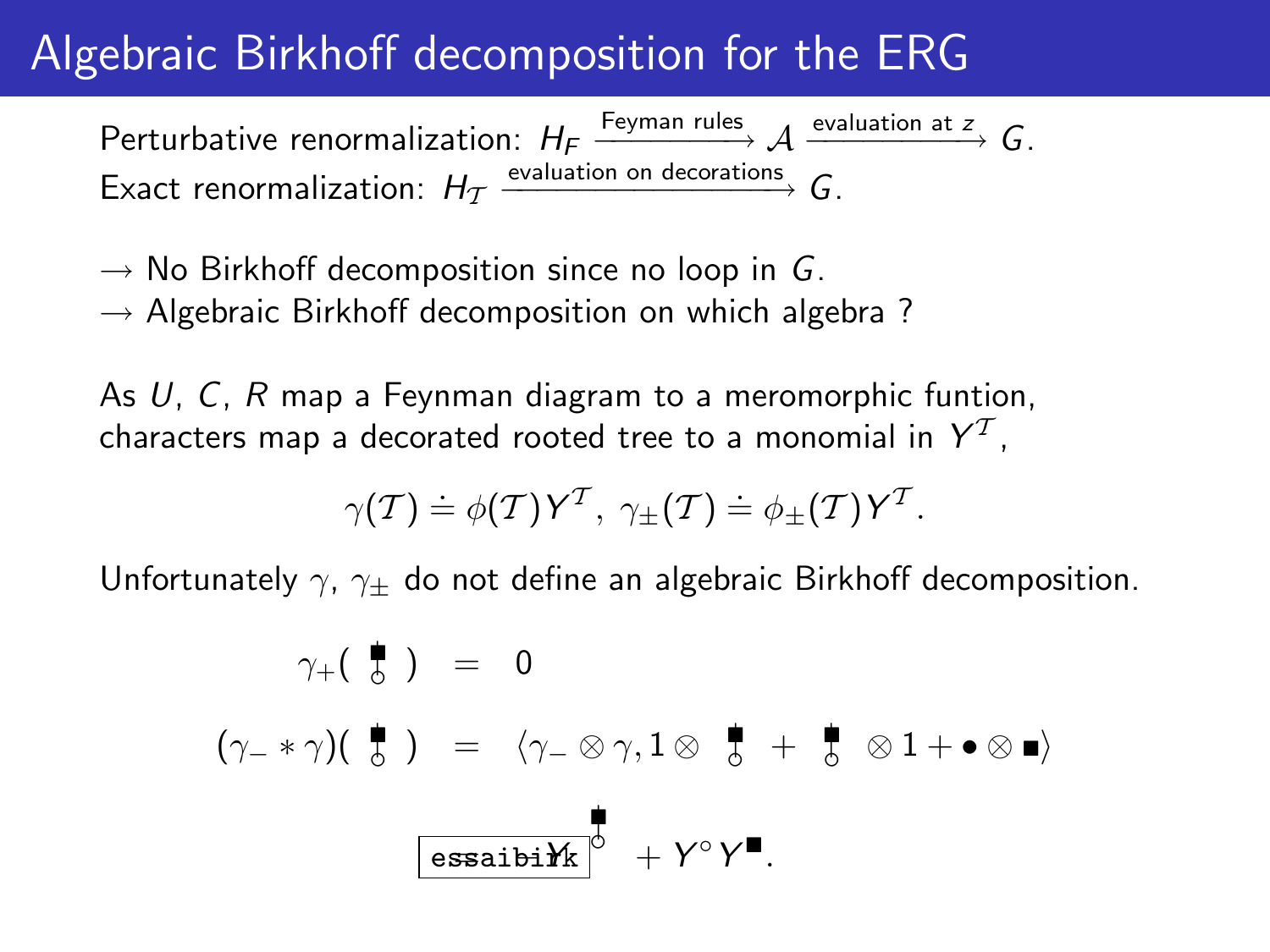# Algebraic Birkhoff decomposition for the ERG

Perturbative renormalization: $H_F \xrightarrow{\text{Feyman rules}} \mathcal{A} \xrightarrow{\text{evaluation at } z} G$.

Exact renormalization: $H_{\mathcal{T}} \xrightarrow{\text{evaluation on decorations}} G$.

$\rightarrow$ No Birkhoff decomposition since no loop in $G$.

$\rightarrow$ Algebraic Birkhoff decomposition on which algebra ?

As $U$, $C$, $R$ map a Feynman diagram to a meromorphic funtion, characters map a decorated rooted tree to a monomial in $Y^{\mathcal{T}}$,

$$\gamma(\mathcal{T}) \doteq \phi(\mathcal{T}) Y^{\mathcal{T}},\ \gamma_{\pm}(\mathcal{T}) \doteq \phi_{\pm}(\mathcal{T}) Y^{\mathcal{T}}.$$

Unfortunately $\gamma$, $\gamma_{\pm}$ do not define an algebraic Birkhoff decomposition.

$$\gamma_{+}(\,\blacksquare\!\!-\!\!\circ\,) = 0$$

$$(\gamma_{-} * \gamma)(\,\blacksquare\!\!-\!\!\circ\,) = \langle \gamma_{-} \otimes \gamma, 1 \otimes \blacksquare\!\!-\!\!\circ + \blacksquare\!\!-\!\!\circ \otimes 1 + \bullet \otimes \blacksquare \rangle$$

$$Y^{\blacksquare\!-\!\circ} + Y^{\circ} Y^{\blacksquare}.$$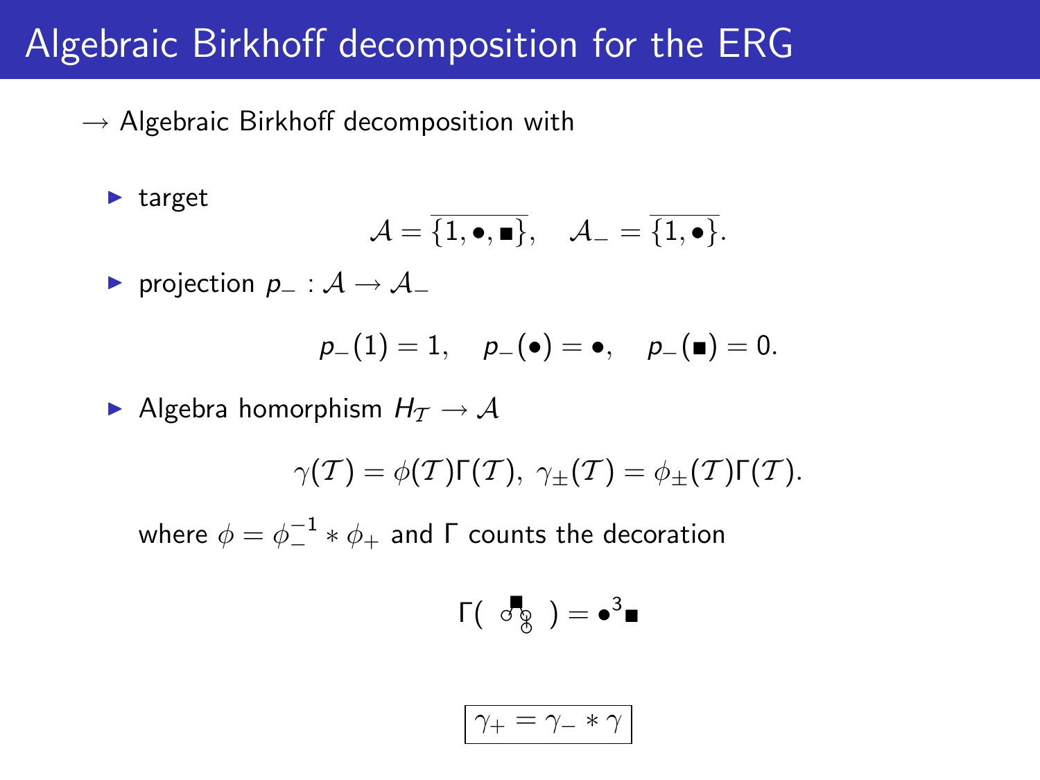# Algebraic Birkhoff decomposition for the ERG

$\rightarrow$ Algebraic Birkhoff decomposition with

- target

$$\mathcal{A} = \overline{\{1, \bullet, \blacksquare\}}, \quad \mathcal{A}_- = \overline{\{1, \bullet\}}.$$

- projection $p_- : \mathcal{A} \rightarrow \mathcal{A}_-$

$$p_-(1) = 1, \quad p_-(\bullet) = \bullet, \quad p_-(\blacksquare) = 0.$$

- Algebra homorphism $H_{\mathcal{T}} \rightarrow \mathcal{A}$

$$\gamma(\mathcal{T}) = \phi(\mathcal{T})\Gamma(\mathcal{T}), \; \gamma_\pm(\mathcal{T}) = \phi_\pm(\mathcal{T})\Gamma(\mathcal{T}).$$

where $\phi = \phi_-^{-1} * \phi_+$ and $\Gamma$ counts the decoration

$$\Gamma(\text{tree}) = \bullet^3 \blacksquare$$

$$\boxed{\gamma_+ = \gamma_- * \gamma}$$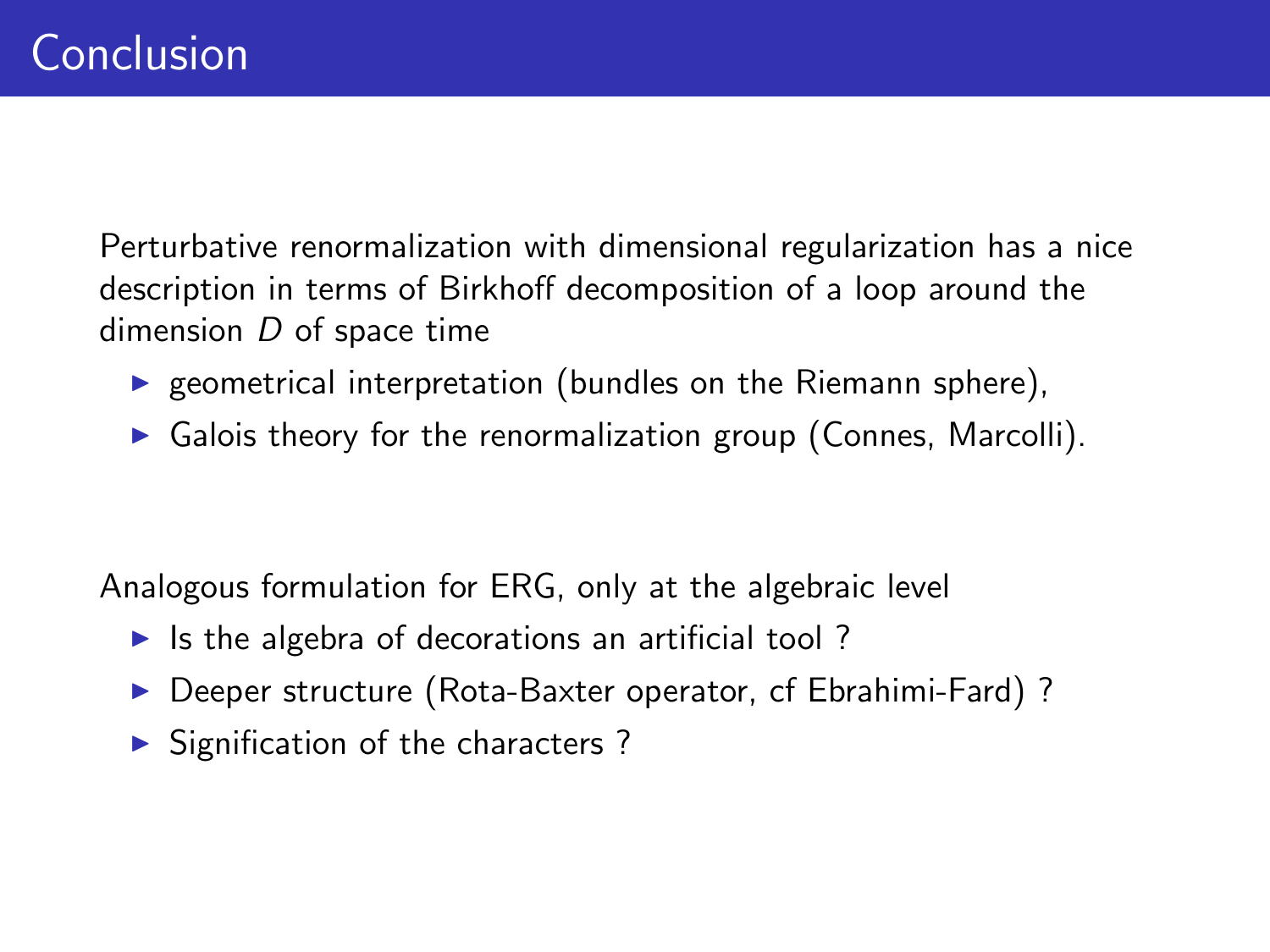# Conclusion

Perturbative renormalization with dimensional regularization has a nice description in terms of Birkhoff decomposition of a loop around the dimension $D$ of space time

- geometrical interpretation (bundles on the Riemann sphere),
- Galois theory for the renormalization group (Connes, Marcolli).

Analogous formulation for ERG, only at the algebraic level

- Is the algebra of decorations an artificial tool ?
- Deeper structure (Rota-Baxter operator, cf Ebrahimi-Fard) ?
- Signification of the characters ?